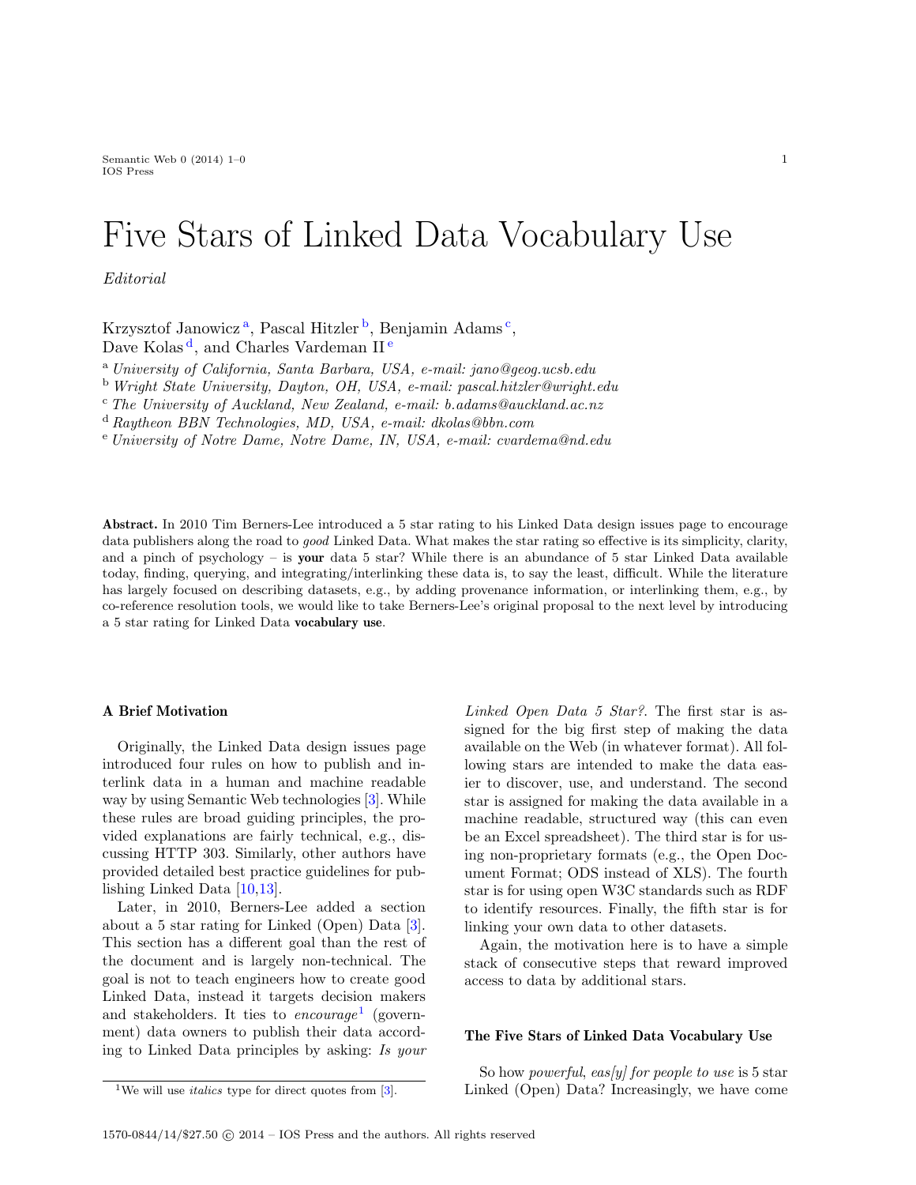# Five Stars of Linked Data Vocabulary Use

*Editorial*

Krzysztof Janowicz [a], Pascal Hitzler [b], Benjamin Adams [c], Dave Kolas [d], and Charles Vardeman II [e]

[a] *University of California, Santa Barbara, USA, e-mail: jano@geog.ucsb.edu*
[b] *Wright State University, Dayton, OH, USA, e-mail: pascal.hitzler@wright.edu*
[c] *The University of Auckland, New Zealand, e-mail: b.adams@auckland.ac.nz*
[d] *Raytheon BBN Technologies, MD, USA, e-mail: dkolas@bbn.com*
[e] *University of Notre Dame, Notre Dame, IN, USA, e-mail: cvardema@nd.edu*

**Abstract.** In 2010 Tim Berners-Lee introduced a 5 star rating to his Linked Data design issues page to encourage data publishers along the road to *good* Linked Data. What makes the star rating so effective is its simplicity, clarity, and a pinch of psychology – is **your** data 5 star? While there is an abundance of 5 star Linked Data available today, finding, querying, and integrating/interlinking these data is, to say the least, difficult. While the literature has largely focused on describing datasets, e.g., by adding provenance information, or interlinking them, e.g., by co-reference resolution tools, we would like to take Berners-Lee's original proposal to the next level by introducing a 5 star rating for Linked Data **vocabulary use**.

## A Brief Motivation

Originally, the Linked Data design issues page introduced four rules on how to publish and interlink data in a human and machine readable way by using Semantic Web technologies [3]. While these rules are broad guiding principles, the provided explanations are fairly technical, e.g., discussing HTTP 303. Similarly, other authors have provided detailed best practice guidelines for publishing Linked Data [10,13].

Later, in 2010, Berners-Lee added a section about a 5 star rating for Linked (Open) Data [3]. This section has a different goal than the rest of the document and is largely non-technical. The goal is not to teach engineers how to create good Linked Data, instead it targets decision makers and stakeholders. It ties to *encourage*[1] (government) data owners to publish their data according to Linked Data principles by asking: *Is your Linked Open Data 5 Star?*. The first star is assigned for the big first step of making the data available on the Web (in whatever format). All following stars are intended to make the data easier to discover, use, and understand. The second star is assigned for making the data available in a machine readable, structured way (this can even be an Excel spreadsheet). The third star is for using non-proprietary formats (e.g., the Open Document Format; ODS instead of XLS). The fourth star is for using open W3C standards such as RDF to identify resources. Finally, the fifth star is for linking your own data to other datasets.

Again, the motivation here is to have a simple stack of consecutive steps that reward improved access to data by additional stars.

## The Five Stars of Linked Data Vocabulary Use

So how *powerful*, *eas[y] for people to use* is 5 star Linked (Open) Data? Increasingly, we have come

[1] We will use *italics* type for direct quotes from [3].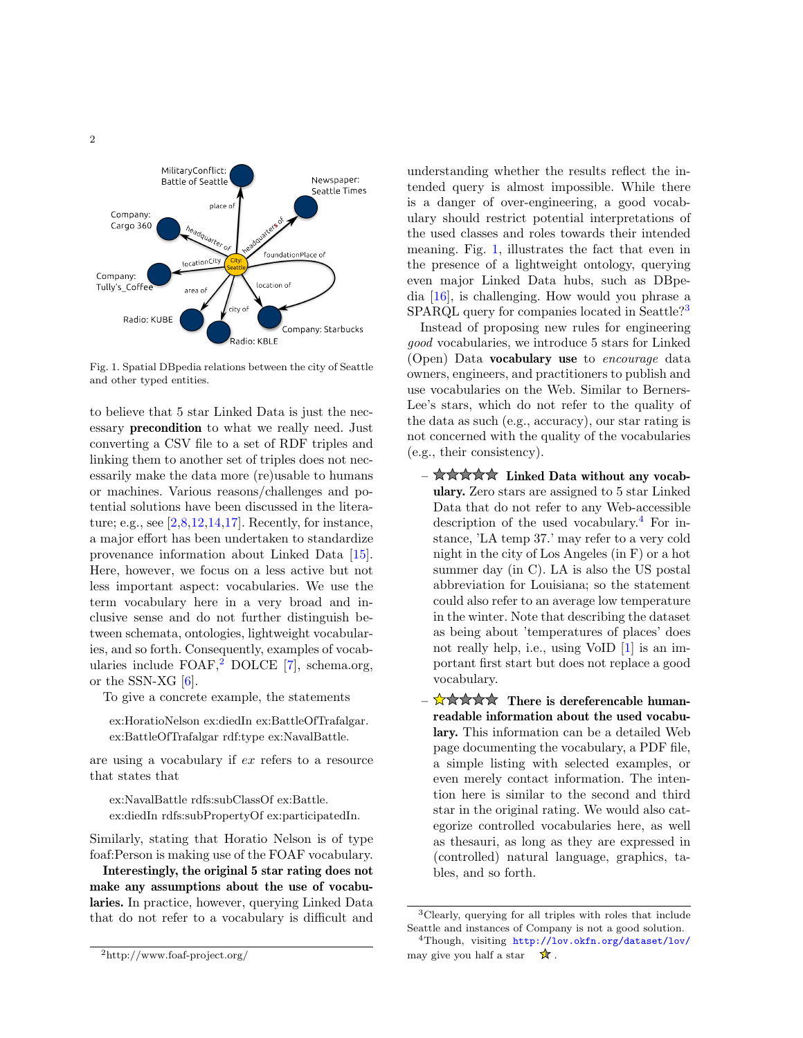Fig. 1. Spatial DBpedia relations between the city of Seattle and other typed entities.

to believe that 5 star Linked Data is just the necessary **precondition** to what we really need. Just converting a CSV file to a set of RDF triples and linking them to another set of triples does not necessarily make the data more (re)usable to humans or machines. Various reasons/challenges and potential solutions have been discussed in the literature; e.g., see [2,8,12,14,17]. Recently, for instance, a major effort has been undertaken to standardize provenance information about Linked Data [15]. Here, however, we focus on a less active but not less important aspect: vocabularies. We use the term vocabulary here in a very broad and inclusive sense and do not further distinguish between schemata, ontologies, lightweight vocabularies, and so forth. Consequently, examples of vocabularies include FOAF,[2] DOLCE [7], schema.org, or the SSN-XG [6].

To give a concrete example, the statements

ex:HoratioNelson ex:diedIn ex:BattleOfTrafalgar.
ex:BattleOfTrafalgar rdf:type ex:NavalBattle.

are using a vocabulary if *ex* refers to a resource that states that

ex:NavalBattle rdfs:subClassOf ex:Battle.
ex:diedIn rdfs:subPropertyOf ex:participatedIn.

Similarly, stating that Horatio Nelson is of type foaf:Person is making use of the FOAF vocabulary.

**Interestingly, the original 5 star rating does not make any assumptions about the use of vocabularies.** In practice, however, querying Linked Data that do not refer to a vocabulary is difficult and understanding whether the results reflect the intended query is almost impossible. While there is a danger of over-engineering, a good vocabulary should restrict potential interpretations of the used classes and roles towards their intended meaning. Fig. 1, illustrates the fact that even in the presence of a lightweight ontology, querying even major Linked Data hubs, such as DBpedia [16], is challenging. How would you phrase a SPARQL query for companies located in Seattle?[3]

Instead of proposing new rules for engineering *good* vocabularies, we introduce 5 stars for Linked (Open) Data **vocabulary use** to *encourage* data owners, engineers, and practitioners to publish and use vocabularies on the Web. Similar to Berners-Lee's stars, which do not refer to the quality of the data as such (e.g., accuracy), our star rating is not concerned with the quality of the vocabularies (e.g., their consistency).

- ☆☆☆☆☆ **Linked Data without any vocabulary.** Zero stars are assigned to 5 star Linked Data that do not refer to any Web-accessible description of the used vocabulary.[4] For instance, 'LA temp 37.' may refer to a very cold night in the city of Los Angeles (in F) or a hot summer day (in C). LA is also the US postal abbreviation for Louisiana; so the statement could also refer to an average low temperature in the winter. Note that describing the dataset as being about 'temperatures of places' does not really help, i.e., using VoID [1] is an important first start but does not replace a good vocabulary.
- ★☆☆☆☆ **There is dereferencable human-readable information about the used vocabulary.** This information can be a detailed Web page documenting the vocabulary, a PDF file, a simple listing with selected examples, or even merely contact information. The intention here is similar to the second and third star in the original rating. We would also categorize controlled vocabularies here, as well as thesauri, as long as they are expressed in (controlled) natural language, graphics, tables, and so forth.

[2] http://www.foaf-project.org/

[3] Clearly, querying for all triples with roles that include Seattle and instances of Company is not a good solution.

[4] Though, visiting http://lov.okfn.org/dataset/lov/ may give you half a star ☆.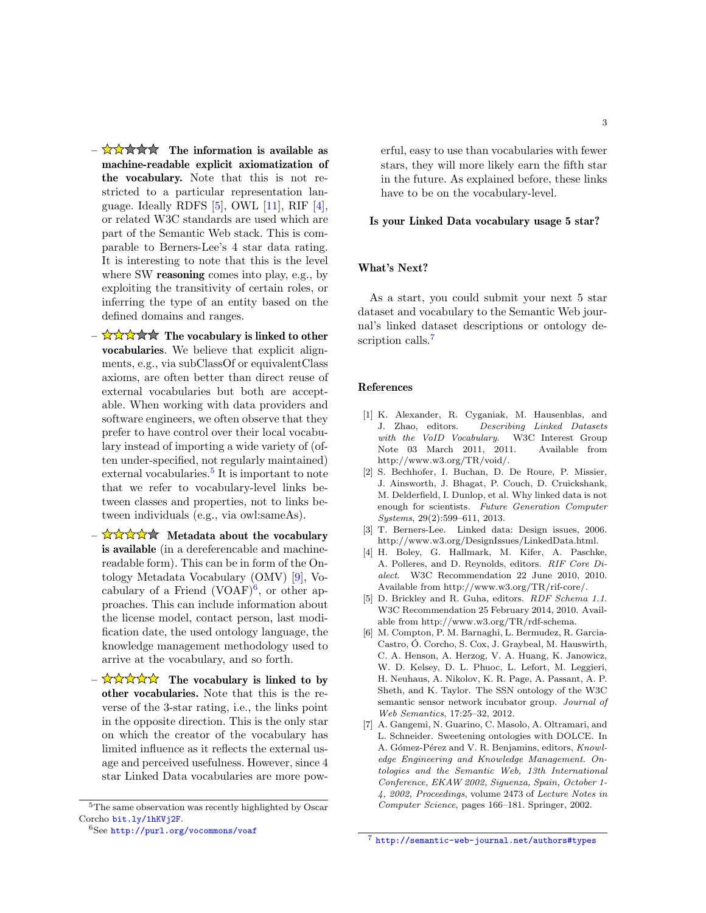- ★★★☆☆ **The information is available as machine-readable explicit axiomatization of the vocabulary.** Note that this is not restricted to a particular representation language. Ideally RDFS [5], OWL [11], RIF [4], or related W3C standards are used which are part of the Semantic Web stack. This is comparable to Berners-Lee's 4 star data rating. It is interesting to note that this is the level where SW **reasoning** comes into play, e.g., by exploiting the transitivity of certain roles, or inferring the type of an entity based on the defined domains and ranges.
- ★★★☆☆ **The vocabulary is linked to other vocabularies**. We believe that explicit alignments, e.g., via subClassOf or equivalentClass axioms, are often better than direct reuse of external vocabularies but both are acceptable. When working with data providers and software engineers, we often observe that they prefer to have control over their local vocabulary instead of importing a wide variety of (often under-specified, not regularly maintained) external vocabularies.[5] It is important to note that we refer to vocabulary-level links between classes and properties, not to links between individuals (e.g., via owl:sameAs).
- ★★★★☆ **Metadata about the vocabulary is available** (in a dereferencable and machine-readable form). This can be in form of the Ontology Metadata Vocabulary (OMV) [9], Vocabulary of a Friend (VOAF)[6], or other approaches. This can include information about the license model, contact person, last modification date, the used ontology language, the knowledge management methodology used to arrive at the vocabulary, and so forth.
- ★★★★★ **The vocabulary is linked to by other vocabularies.** Note that this is the reverse of the 3-star rating, i.e., the links point in the opposite direction. This is the only star on which the creator of the vocabulary has limited influence as it reflects the external usage and perceived usefulness. However, since 4 star Linked Data vocabularies are more powerful, easy to use than vocabularies with fewer stars, they will more likely earn the fifth star in the future. As explained before, these links have to be on the vocabulary-level.

**Is your Linked Data vocabulary usage 5 star?**

## What's Next?

As a start, you could submit your next 5 star dataset and vocabulary to the Semantic Web journal's linked dataset descriptions or ontology description calls.[7]

## References

[1] K. Alexander, R. Cyganiak, M. Hausenblas, and J. Zhao, editors. *Describing Linked Datasets with the VoID Vocabulary.* W3C Interest Group Note 03 March 2011, 2011. Available from http://www.w3.org/TR/void/.

[2] S. Bechhofer, I. Buchan, D. De Roure, P. Missier, J. Ainsworth, J. Bhagat, P. Couch, D. Cruickshank, M. Delderfield, I. Dunlop, et al. Why linked data is not enough for scientists. *Future Generation Computer Systems*, 29(2):599–611, 2013.

[3] T. Berners-Lee. Linked data: Design issues, 2006. http://www.w3.org/DesignIssues/LinkedData.html.

[4] H. Boley, G. Hallmark, M. Kifer, A. Paschke, A. Polleres, and D. Reynolds, editors. *RIF Core Dialect.* W3C Recommendation 22 June 2010, 2010. Available from http://www.w3.org/TR/rif-core/.

[5] D. Brickley and R. Guha, editors. *RDF Schema 1.1.* W3C Recommendation 25 February 2014, 2010. Available from http://www.w3.org/TR/rdf-schema.

[6] M. Compton, P. M. Barnaghi, L. Bermudez, R. Garcia-Castro, Ó. Corcho, S. Cox, J. Graybeal, M. Hauswirth, C. A. Henson, A. Herzog, V. A. Huang, K. Janowicz, W. D. Kelsey, D. L. Phuoc, L. Lefort, M. Leggieri, H. Neuhaus, A. Nikolov, K. R. Page, A. Passant, A. P. Sheth, and K. Taylor. The SSN ontology of the W3C semantic sensor network incubator group. *Journal of Web Semantics*, 17:25–32, 2012.

[7] A. Gangemi, N. Guarino, C. Masolo, A. Oltramari, and L. Schneider. Sweetening ontologies with DOLCE. In A. Gómez-Pérez and V. R. Benjamins, editors, *Knowledge Engineering and Knowledge Management. Ontologies and the Semantic Web, 13th International Conference, EKAW 2002, Siguenza, Spain, October 1-4, 2002, Proceedings*, volume 2473 of *Lecture Notes in Computer Science*, pages 166–181. Springer, 2002.

---

[5] The same observation was recently highlighted by Oscar Corcho bit.ly/1hKVj2F.

[6] See http://purl.org/vocommons/voaf

[7] http://semantic-web-journal.net/authors#types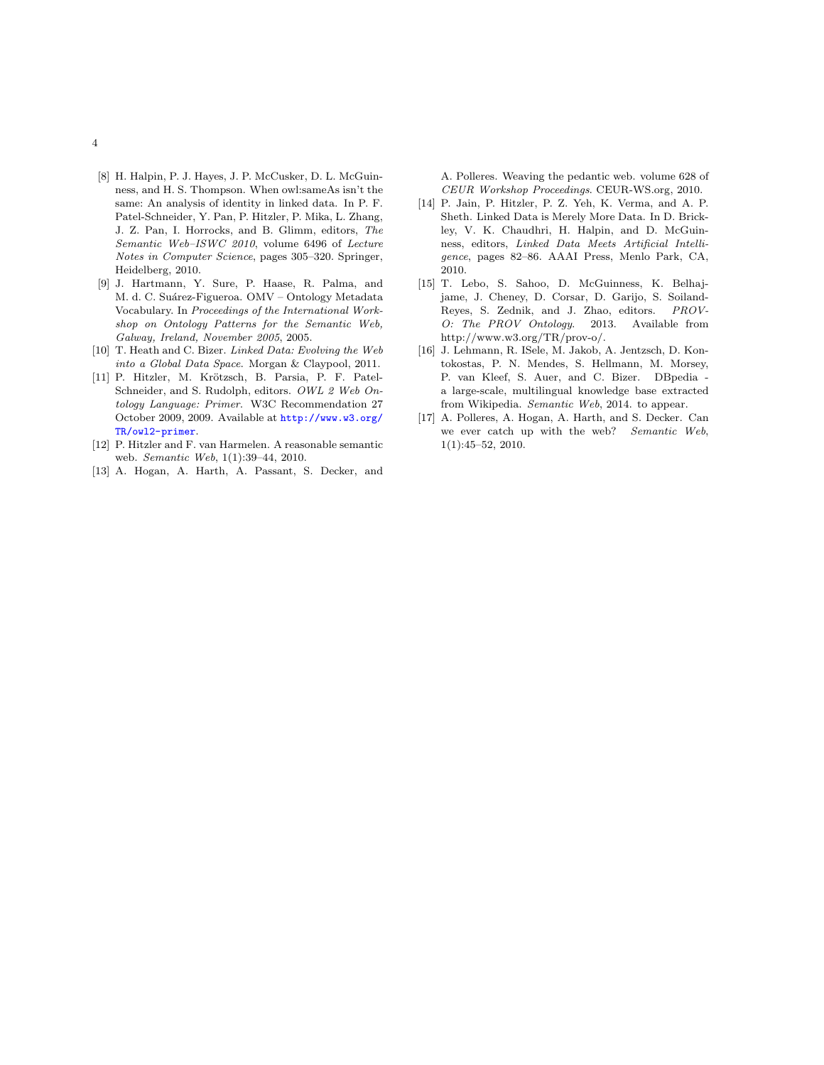[8] H. Halpin, P. J. Hayes, J. P. McCusker, D. L. McGuinness, and H. S. Thompson. When owl:sameAs isn't the same: An analysis of identity in linked data. In P. F. Patel-Schneider, Y. Pan, P. Hitzler, P. Mika, L. Zhang, J. Z. Pan, I. Horrocks, and B. Glimm, editors, *The Semantic Web–ISWC 2010*, volume 6496 of *Lecture Notes in Computer Science*, pages 305–320. Springer, Heidelberg, 2010.

[9] J. Hartmann, Y. Sure, P. Haase, R. Palma, and M. d. C. Suárez-Figueroa. OMV – Ontology Metadata Vocabulary. In *Proceedings of the International Workshop on Ontology Patterns for the Semantic Web, Galway, Ireland, November 2005*, 2005.

[10] T. Heath and C. Bizer. *Linked Data: Evolving the Web into a Global Data Space*. Morgan & Claypool, 2011.

[11] P. Hitzler, M. Krötzsch, B. Parsia, P. F. Patel-Schneider, and S. Rudolph, editors. *OWL 2 Web Ontology Language: Primer*. W3C Recommendation 27 October 2009, 2009. Available at http://www.w3.org/TR/owl2-primer.

[12] P. Hitzler and F. van Harmelen. A reasonable semantic web. *Semantic Web*, 1(1):39–44, 2010.

[13] A. Hogan, A. Harth, A. Passant, S. Decker, and A. Polleres. Weaving the pedantic web. volume 628 of *CEUR Workshop Proceedings*. CEUR-WS.org, 2010.

[14] P. Jain, P. Hitzler, P. Z. Yeh, K. Verma, and A. P. Sheth. Linked Data is Merely More Data. In D. Brickley, V. K. Chaudhri, H. Halpin, and D. McGuinness, editors, *Linked Data Meets Artificial Intelligence*, pages 82–86. AAAI Press, Menlo Park, CA, 2010.

[15] T. Lebo, S. Sahoo, D. McGuinness, K. Belhajjame, J. Cheney, D. Corsar, D. Garijo, S. Soiland-Reyes, S. Zednik, and J. Zhao, editors. *PROV-O: The PROV Ontology*. 2013. Available from http://www.w3.org/TR/prov-o/.

[16] J. Lehmann, R. ISele, M. Jakob, A. Jentzsch, D. Kontokostas, P. N. Mendes, S. Hellmann, M. Morsey, P. van Kleef, S. Auer, and C. Bizer. DBpedia - a large-scale, multilingual knowledge base extracted from Wikipedia. *Semantic Web*, 2014. to appear.

[17] A. Polleres, A. Hogan, A. Harth, and S. Decker. Can we ever catch up with the web? *Semantic Web*, 1(1):45–52, 2010.